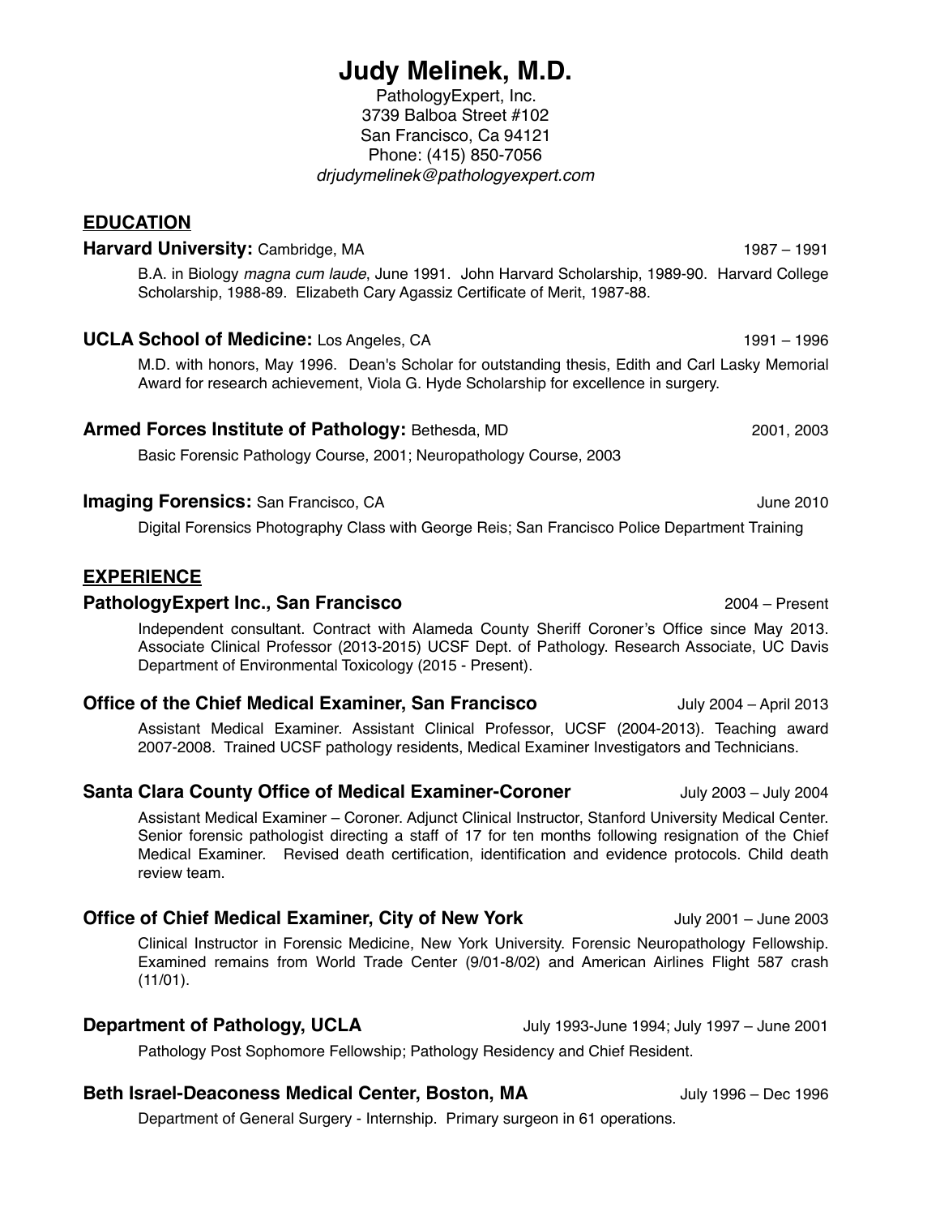# Judy Melinek, M.D.

PathologyExpert, Inc.
3739 Balboa Street #102
San Francisco, Ca 94121
Phone: (415) 850-7056
*drjudymelinek@pathologyexpert.com*

## EDUCATION

### **Harvard University:** Cambridge, MA — 1987 – 1991

B.A. in Biology *magna cum laude*, June 1991. John Harvard Scholarship, 1989-90. Harvard College Scholarship, 1988-89. Elizabeth Cary Agassiz Certificate of Merit, 1987-88.

### **UCLA School of Medicine:** Los Angeles, CA — 1991 – 1996

M.D. with honors, May 1996. Dean's Scholar for outstanding thesis, Edith and Carl Lasky Memorial Award for research achievement, Viola G. Hyde Scholarship for excellence in surgery.

### **Armed Forces Institute of Pathology:** Bethesda, MD — 2001, 2003

Basic Forensic Pathology Course, 2001; Neuropathology Course, 2003

### **Imaging Forensics:** San Francisco, CA — June 2010

Digital Forensics Photography Class with George Reis; San Francisco Police Department Training

## EXPERIENCE

### PathologyExpert Inc., San Francisco — 2004 – Present

Independent consultant. Contract with Alameda County Sheriff Coroner's Office since May 2013. Associate Clinical Professor (2013-2015) UCSF Dept. of Pathology. Research Associate, UC Davis Department of Environmental Toxicology (2015 - Present).

### Office of the Chief Medical Examiner, San Francisco — July 2004 – April 2013

Assistant Medical Examiner. Assistant Clinical Professor, UCSF (2004-2013). Teaching award 2007-2008. Trained UCSF pathology residents, Medical Examiner Investigators and Technicians.

### Santa Clara County Office of Medical Examiner-Coroner — July 2003 – July 2004

Assistant Medical Examiner – Coroner. Adjunct Clinical Instructor, Stanford University Medical Center. Senior forensic pathologist directing a staff of 17 for ten months following resignation of the Chief Medical Examiner. Revised death certification, identification and evidence protocols. Child death review team.

### Office of Chief Medical Examiner, City of New York — July 2001 – June 2003

Clinical Instructor in Forensic Medicine, New York University. Forensic Neuropathology Fellowship. Examined remains from World Trade Center (9/01-8/02) and American Airlines Flight 587 crash (11/01).

### Department of Pathology, UCLA — July 1993-June 1994; July 1997 – June 2001

Pathology Post Sophomore Fellowship; Pathology Residency and Chief Resident.

### Beth Israel-Deaconess Medical Center, Boston, MA — July 1996 – Dec 1996

Department of General Surgery - Internship. Primary surgeon in 61 operations.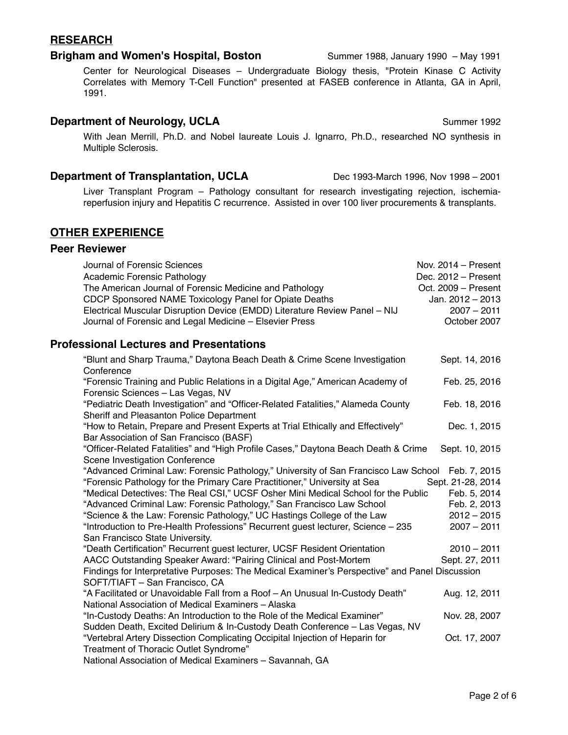## RESEARCH

### Brigham and Women's Hospital, Boston — Summer 1988, January 1990 – May 1991

Center for Neurological Diseases – Undergraduate Biology thesis, "Protein Kinase C Activity Correlates with Memory T-Cell Function" presented at FASEB conference in Atlanta, GA in April, 1991.

### Department of Neurology, UCLA — Summer 1992

With Jean Merrill, Ph.D. and Nobel laureate Louis J. Ignarro, Ph.D., researched NO synthesis in Multiple Sclerosis.

### Department of Transplantation, UCLA — Dec 1993-March 1996, Nov 1998 – 2001

Liver Transplant Program – Pathology consultant for research investigating rejection, ischemia-reperfusion injury and Hepatitis C recurrence. Assisted in over 100 liver procurements & transplants.

## OTHER EXPERIENCE

### Peer Reviewer

| | |
|---|---|
| Journal of Forensic Sciences | Nov. 2014 – Present |
| Academic Forensic Pathology | Dec. 2012 – Present |
| The American Journal of Forensic Medicine and Pathology | Oct. 2009 – Present |
| CDCP Sponsored NAME Toxicology Panel for Opiate Deaths | Jan. 2012 – 2013 |
| Electrical Muscular Disruption Device (EMDD) Literature Review Panel – NIJ | 2007 – 2011 |
| Journal of Forensic and Legal Medicine – Elsevier Press | October 2007 |

### Professional Lectures and Presentations

| | |
|---|---|
| "Blunt and Sharp Trauma," Daytona Beach Death & Crime Scene Investigation Conference | Sept. 14, 2016 |
| "Forensic Training and Public Relations in a Digital Age," American Academy of Forensic Sciences – Las Vegas, NV | Feb. 25, 2016 |
| "Pediatric Death Investigation" and "Officer-Related Fatalities," Alameda County Sheriff and Pleasanton Police Department | Feb. 18, 2016 |
| "How to Retain, Prepare and Present Experts at Trial Ethically and Effectively" Bar Association of San Francisco (BASF) | Dec. 1, 2015 |
| "Officer-Related Fatalities" and "High Profile Cases," Daytona Beach Death & Crime Scene Investigation Conference | Sept. 10, 2015 |
| "Advanced Criminal Law: Forensic Pathology," University of San Francisco Law School | Feb. 7, 2015 |
| "Forensic Pathology for the Primary Care Practitioner," University at Sea | Sept. 21-28, 2014 |
| "Medical Detectives: The Real CSI," UCSF Osher Mini Medical School for the Public | Feb. 5, 2014 |
| "Advanced Criminal Law: Forensic Pathology," San Francisco Law School | Feb. 2, 2013 |
| "Science & the Law: Forensic Pathology," UC Hastings College of the Law | 2012 – 2015 |
| "Introduction to Pre-Health Professions" Recurrent guest lecturer, Science – 235 San Francisco State University. | 2007 – 2011 |
| "Death Certification" Recurrent guest lecturer, UCSF Resident Orientation | 2010 – 2011 |
| AACC Outstanding Speaker Award: "Pairing Clinical and Post-Mortem Findings for Interpretative Purposes: The Medical Examiner's Perspective" and Panel Discussion SOFT/TIAFT – San Francisco, CA | Sept. 27, 2011 |
| "A Facilitated or Unavoidable Fall from a Roof – An Unusual In-Custody Death" National Association of Medical Examiners – Alaska | Aug. 12, 2011 |
| "In-Custody Deaths: An Introduction to the Role of the Medical Examiner" Sudden Death, Excited Delirium & In-Custody Death Conference – Las Vegas, NV | Nov. 28, 2007 |
| "Vertebral Artery Dissection Complicating Occipital Injection of Heparin for Treatment of Thoracic Outlet Syndrome" National Association of Medical Examiners – Savannah, GA | Oct. 17, 2007 |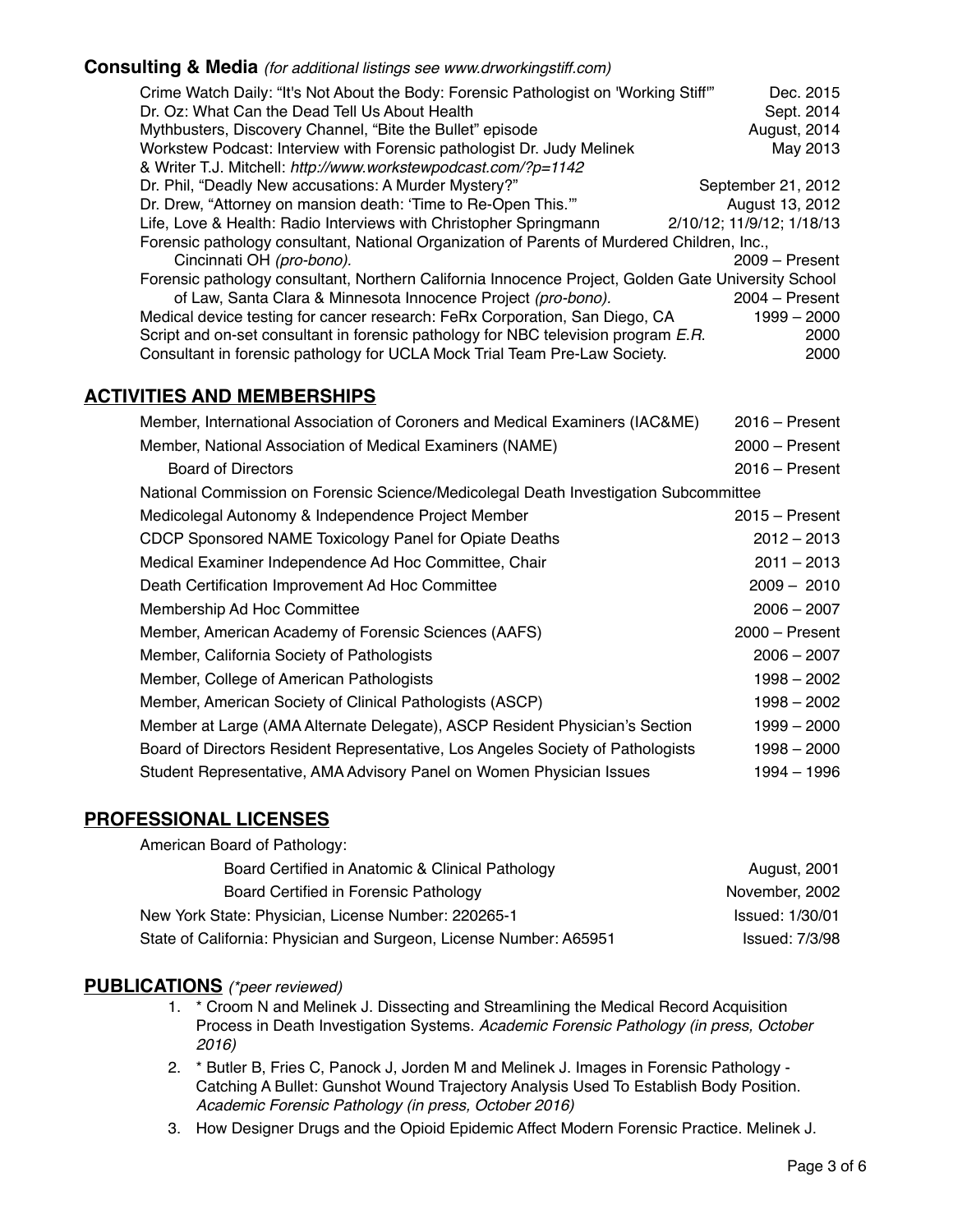## Consulting & Media *(for additional listings see www.drworkingstiff.com)*

| | |
|---|---|
| Crime Watch Daily: "It's Not About the Body: Forensic Pathologist on 'Working Stiff'" | Dec. 2015 |
| Dr. Oz: What Can the Dead Tell Us About Health | Sept. 2014 |
| Mythbusters, Discovery Channel, "Bite the Bullet" episode | August, 2014 |
| Workstew Podcast: Interview with Forensic pathologist Dr. Judy Melinek & Writer T.J. Mitchell: *http://www.workstewpodcast.com/?p=1142* | May 2013 |
| Dr. Phil, "Deadly New accusations: A Murder Mystery?" | September 21, 2012 |
| Dr. Drew, "Attorney on mansion death: 'Time to Re-Open This.'" | August 13, 2012 |
| Life, Love & Health: Radio Interviews with Christopher Springmann | 2/10/12; 11/9/12; 1/18/13 |
| Forensic pathology consultant, National Organization of Parents of Murdered Children, Inc., Cincinnati OH *(pro-bono).* | 2009 – Present |
| Forensic pathology consultant, Northern California Innocence Project, Golden Gate University School of Law, Santa Clara & Minnesota Innocence Project *(pro-bono).* | 2004 – Present |
| Medical device testing for cancer research: FeRx Corporation, San Diego, CA | 1999 – 2000 |
| Script and on-set consultant in forensic pathology for NBC television program *E.R.* | 2000 |
| Consultant in forensic pathology for UCLA Mock Trial Team Pre-Law Society. | 2000 |

## ACTIVITIES AND MEMBERSHIPS

| | |
|---|---|
| Member, International Association of Coroners and Medical Examiners (IAC&ME) | 2016 – Present |
| Member, National Association of Medical Examiners (NAME) | 2000 – Present |
| Board of Directors | 2016 – Present |
| National Commission on Forensic Science/Medicolegal Death Investigation Subcommittee | |
| Medicolegal Autonomy & Independence Project Member | 2015 – Present |
| CDCP Sponsored NAME Toxicology Panel for Opiate Deaths | 2012 – 2013 |
| Medical Examiner Independence Ad Hoc Committee, Chair | 2011 – 2013 |
| Death Certification Improvement Ad Hoc Committee | 2009 – 2010 |
| Membership Ad Hoc Committee | 2006 – 2007 |
| Member, American Academy of Forensic Sciences (AAFS) | 2000 – Present |
| Member, California Society of Pathologists | 2006 – 2007 |
| Member, College of American Pathologists | 1998 – 2002 |
| Member, American Society of Clinical Pathologists (ASCP) | 1998 – 2002 |
| Member at Large (AMA Alternate Delegate), ASCP Resident Physician's Section | 1999 – 2000 |
| Board of Directors Resident Representative, Los Angeles Society of Pathologists | 1998 – 2000 |
| Student Representative, AMA Advisory Panel on Women Physician Issues | 1994 – 1996 |

## PROFESSIONAL LICENSES

| | |
|---|---|
| American Board of Pathology: | |
| Board Certified in Anatomic & Clinical Pathology | August, 2001 |
| Board Certified in Forensic Pathology | November, 2002 |
| New York State: Physician, License Number: 220265-1 | Issued: 1/30/01 |
| State of California: Physician and Surgeon, License Number: A65951 | Issued: 7/3/98 |

## PUBLICATIONS *(*peer reviewed)*

1. * Croom N and Melinek J. Dissecting and Streamlining the Medical Record Acquisition Process in Death Investigation Systems. *Academic Forensic Pathology (in press, October 2016)*
2. * Butler B, Fries C, Panock J, Jorden M and Melinek J. Images in Forensic Pathology - Catching A Bullet: Gunshot Wound Trajectory Analysis Used To Establish Body Position. *Academic Forensic Pathology (in press, October 2016)*
3. How Designer Drugs and the Opioid Epidemic Affect Modern Forensic Practice. Melinek J.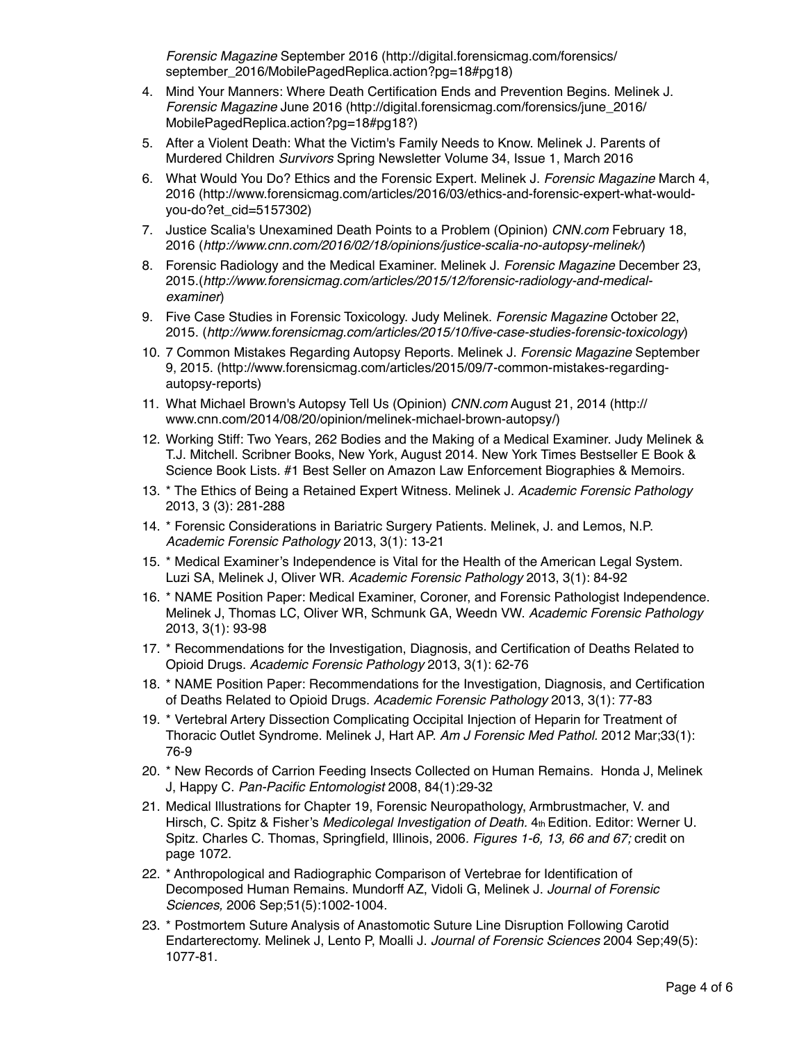*Forensic Magazine* September 2016 (http://digital.forensicmag.com/forensics/september_2016/MobilePagedReplica.action?pg=18#pg18)

4. Mind Your Manners: Where Death Certification Ends and Prevention Begins. Melinek J. *Forensic Magazine* June 2016 (http://digital.forensicmag.com/forensics/june_2016/MobilePagedReplica.action?pg=18#pg18?)
5. After a Violent Death: What the Victim's Family Needs to Know. Melinek J. Parents of Murdered Children *Survivors* Spring Newsletter Volume 34, Issue 1, March 2016
6. What Would You Do? Ethics and the Forensic Expert. Melinek J. *Forensic Magazine* March 4, 2016 (http://www.forensicmag.com/articles/2016/03/ethics-and-forensic-expert-what-would-you-do?et_cid=5157302)
7. Justice Scalia's Unexamined Death Points to a Problem (Opinion) *CNN.com* February 18, 2016 (*http://www.cnn.com/2016/02/18/opinions/justice-scalia-no-autopsy-melinek/*)
8. Forensic Radiology and the Medical Examiner. Melinek J. *Forensic Magazine* December 23, 2015.(*http://www.forensicmag.com/articles/2015/12/forensic-radiology-and-medical-examiner*)
9. Five Case Studies in Forensic Toxicology. Judy Melinek. *Forensic Magazine* October 22, 2015. (*http://www.forensicmag.com/articles/2015/10/five-case-studies-forensic-toxicology*)
10. 7 Common Mistakes Regarding Autopsy Reports. Melinek J. *Forensic Magazine* September 9, 2015. (http://www.forensicmag.com/articles/2015/09/7-common-mistakes-regarding-autopsy-reports)
11. What Michael Brown's Autopsy Tell Us (Opinion) *CNN.com* August 21, 2014 (http://www.cnn.com/2014/08/20/opinion/melinek-michael-brown-autopsy/)
12. Working Stiff: Two Years, 262 Bodies and the Making of a Medical Examiner. Judy Melinek & T.J. Mitchell. Scribner Books, New York, August 2014. New York Times Bestseller E Book & Science Book Lists. #1 Best Seller on Amazon Law Enforcement Biographies & Memoirs.
13. * The Ethics of Being a Retained Expert Witness. Melinek J. *Academic Forensic Pathology* 2013, 3 (3): 281-288
14. * Forensic Considerations in Bariatric Surgery Patients. Melinek, J. and Lemos, N.P. *Academic Forensic Pathology* 2013, 3(1): 13-21
15. * Medical Examiner's Independence is Vital for the Health of the American Legal System. Luzi SA, Melinek J, Oliver WR. *Academic Forensic Pathology* 2013, 3(1): 84-92
16. * NAME Position Paper: Medical Examiner, Coroner, and Forensic Pathologist Independence. Melinek J, Thomas LC, Oliver WR, Schmunk GA, Weedn VW. *Academic Forensic Pathology* 2013, 3(1): 93-98
17. * Recommendations for the Investigation, Diagnosis, and Certification of Deaths Related to Opioid Drugs. *Academic Forensic Pathology* 2013, 3(1): 62-76
18. * NAME Position Paper: Recommendations for the Investigation, Diagnosis, and Certification of Deaths Related to Opioid Drugs. *Academic Forensic Pathology* 2013, 3(1): 77-83
19. * Vertebral Artery Dissection Complicating Occipital Injection of Heparin for Treatment of Thoracic Outlet Syndrome. Melinek J, Hart AP. *Am J Forensic Med Pathol.* 2012 Mar;33(1): 76-9
20. * New Records of Carrion Feeding Insects Collected on Human Remains. Honda J, Melinek J, Happy C. *Pan-Pacific Entomologist* 2008, 84(1):29-32
21. Medical Illustrations for Chapter 19, Forensic Neuropathology, Armbrustmacher, V. and Hirsch, C. Spitz & Fisher's *Medicolegal Investigation of Death.* 4th Edition. Editor: Werner U. Spitz. Charles C. Thomas, Springfield, Illinois, 2006. *Figures 1-6, 13, 66 and 67;* credit on page 1072.
22. * Anthropological and Radiographic Comparison of Vertebrae for Identification of Decomposed Human Remains. Mundorff AZ, Vidoli G, Melinek J. *Journal of Forensic Sciences,* 2006 Sep;51(5):1002-1004.
23. * Postmortem Suture Analysis of Anastomotic Suture Line Disruption Following Carotid Endarterectomy. Melinek J, Lento P, Moalli J. *Journal of Forensic Sciences* 2004 Sep;49(5): 1077-81.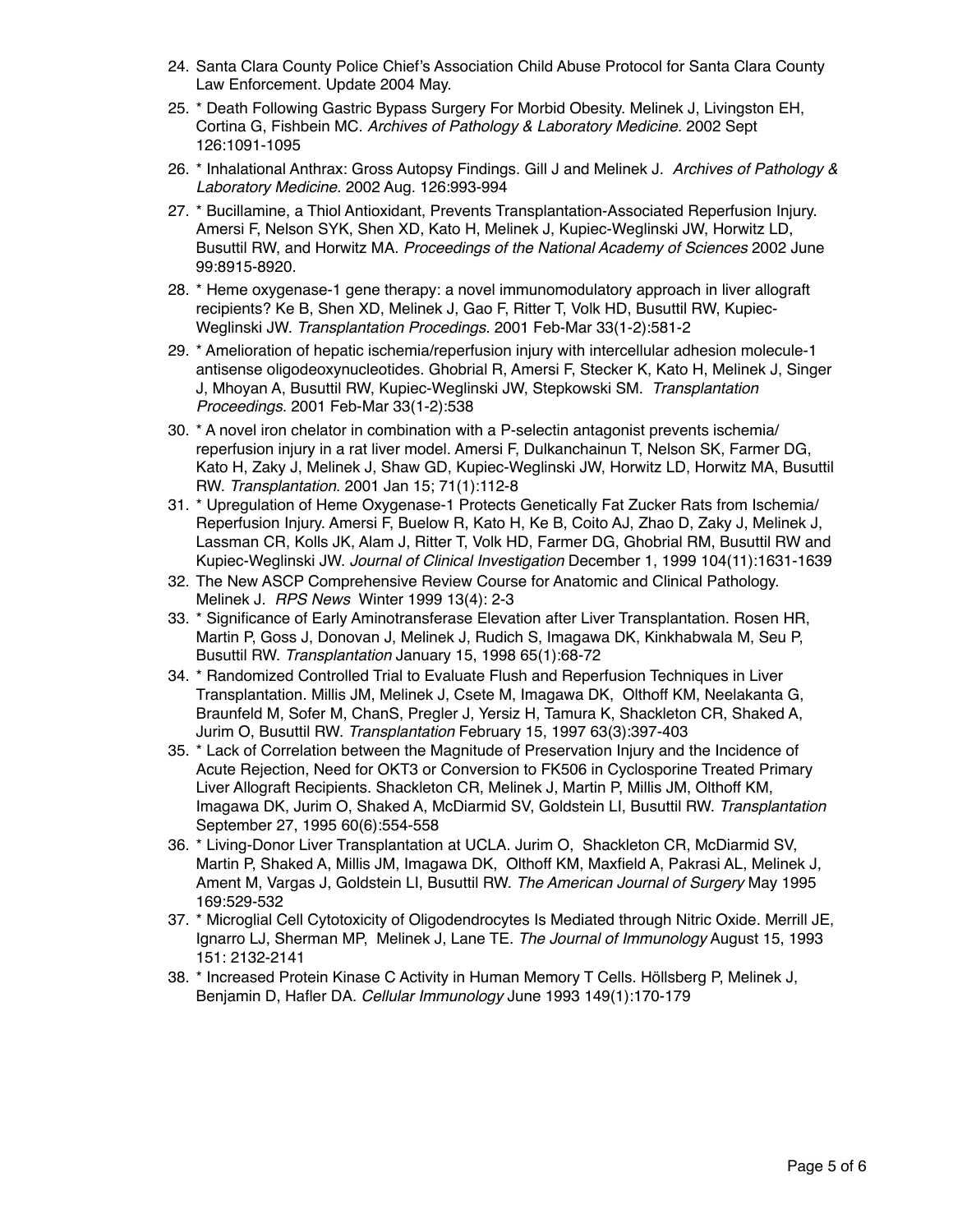24. Santa Clara County Police Chief's Association Child Abuse Protocol for Santa Clara County Law Enforcement. Update 2004 May.
25. * Death Following Gastric Bypass Surgery For Morbid Obesity. Melinek J, Livingston EH, Cortina G, Fishbein MC. *Archives of Pathology & Laboratory Medicine.* 2002 Sept 126:1091-1095
26. * Inhalational Anthrax: Gross Autopsy Findings. Gill J and Melinek J. *Archives of Pathology & Laboratory Medicine.* 2002 Aug. 126:993-994
27. * Bucillamine, a Thiol Antioxidant, Prevents Transplantation-Associated Reperfusion Injury. Amersi F, Nelson SYK, Shen XD, Kato H, Melinek J, Kupiec-Weglinski JW, Horwitz LD, Busuttil RW, and Horwitz MA. *Proceedings of the National Academy of Sciences* 2002 June 99:8915-8920.
28. * Heme oxygenase-1 gene therapy: a novel immunomodulatory approach in liver allograft recipients? Ke B, Shen XD, Melinek J, Gao F, Ritter T, Volk HD, Busuttil RW, Kupiec-Weglinski JW. *Transplantation Procedings*. 2001 Feb-Mar 33(1-2):581-2
29. * Amelioration of hepatic ischemia/reperfusion injury with intercellular adhesion molecule-1 antisense oligodeoxynucleotides. Ghobrial R, Amersi F, Stecker K, Kato H, Melinek J, Singer J, Mhoyan A, Busuttil RW, Kupiec-Weglinski JW, Stepkowski SM. *Transplantation Proceedings.* 2001 Feb-Mar 33(1-2):538
30. * A novel iron chelator in combination with a P-selectin antagonist prevents ischemia/reperfusion injury in a rat liver model. Amersi F, Dulkanchainun T, Nelson SK, Farmer DG, Kato H, Zaky J, Melinek J, Shaw GD, Kupiec-Weglinski JW, Horwitz LD, Horwitz MA, Busuttil RW. *Transplantation*. 2001 Jan 15; 71(1):112-8
31. * Upregulation of Heme Oxygenase-1 Protects Genetically Fat Zucker Rats from Ischemia/Reperfusion Injury. Amersi F, Buelow R, Kato H, Ke B, Coito AJ, Zhao D, Zaky J, Melinek J, Lassman CR, Kolls JK, Alam J, Ritter T, Volk HD, Farmer DG, Ghobrial RM, Busuttil RW and Kupiec-Weglinski JW. *Journal of Clinical Investigation* December 1, 1999 104(11):1631-1639
32. The New ASCP Comprehensive Review Course for Anatomic and Clinical Pathology. Melinek J. *RPS News* Winter 1999 13(4): 2-3
33. * Significance of Early Aminotransferase Elevation after Liver Transplantation. Rosen HR, Martin P, Goss J, Donovan J, Melinek J, Rudich S, Imagawa DK, Kinkhabwala M, Seu P, Busuttil RW. *Transplantation* January 15, 1998 65(1):68-72
34. * Randomized Controlled Trial to Evaluate Flush and Reperfusion Techniques in Liver Transplantation. Millis JM, Melinek J, Csete M, Imagawa DK, Olthoff KM, Neelakanta G, Braunfeld M, Sofer M, ChanS, Pregler J, Yersiz H, Tamura K, Shackleton CR, Shaked A, Jurim O, Busuttil RW. *Transplantation* February 15, 1997 63(3):397-403
35. * Lack of Correlation between the Magnitude of Preservation Injury and the Incidence of Acute Rejection, Need for OKT3 or Conversion to FK506 in Cyclosporine Treated Primary Liver Allograft Recipients. Shackleton CR, Melinek J, Martin P, Millis JM, Olthoff KM, Imagawa DK, Jurim O, Shaked A, McDiarmid SV, Goldstein LI, Busuttil RW. *Transplantation* September 27, 1995 60(6):554-558
36. * Living-Donor Liver Transplantation at UCLA. Jurim O, Shackleton CR, McDiarmid SV, Martin P, Shaked A, Millis JM, Imagawa DK, Olthoff KM, Maxfield A, Pakrasi AL, Melinek J, Ament M, Vargas J, Goldstein LI, Busuttil RW. *The American Journal of Surgery* May 1995 169:529-532
37. * Microglial Cell Cytotoxicity of Oligodendrocytes Is Mediated through Nitric Oxide. Merrill JE, Ignarro LJ, Sherman MP, Melinek J, Lane TE. *The Journal of Immunology* August 15, 1993 151: 2132-2141
38. * Increased Protein Kinase C Activity in Human Memory T Cells. Höllsberg P, Melinek J, Benjamin D, Hafler DA. *Cellular Immunology* June 1993 149(1):170-179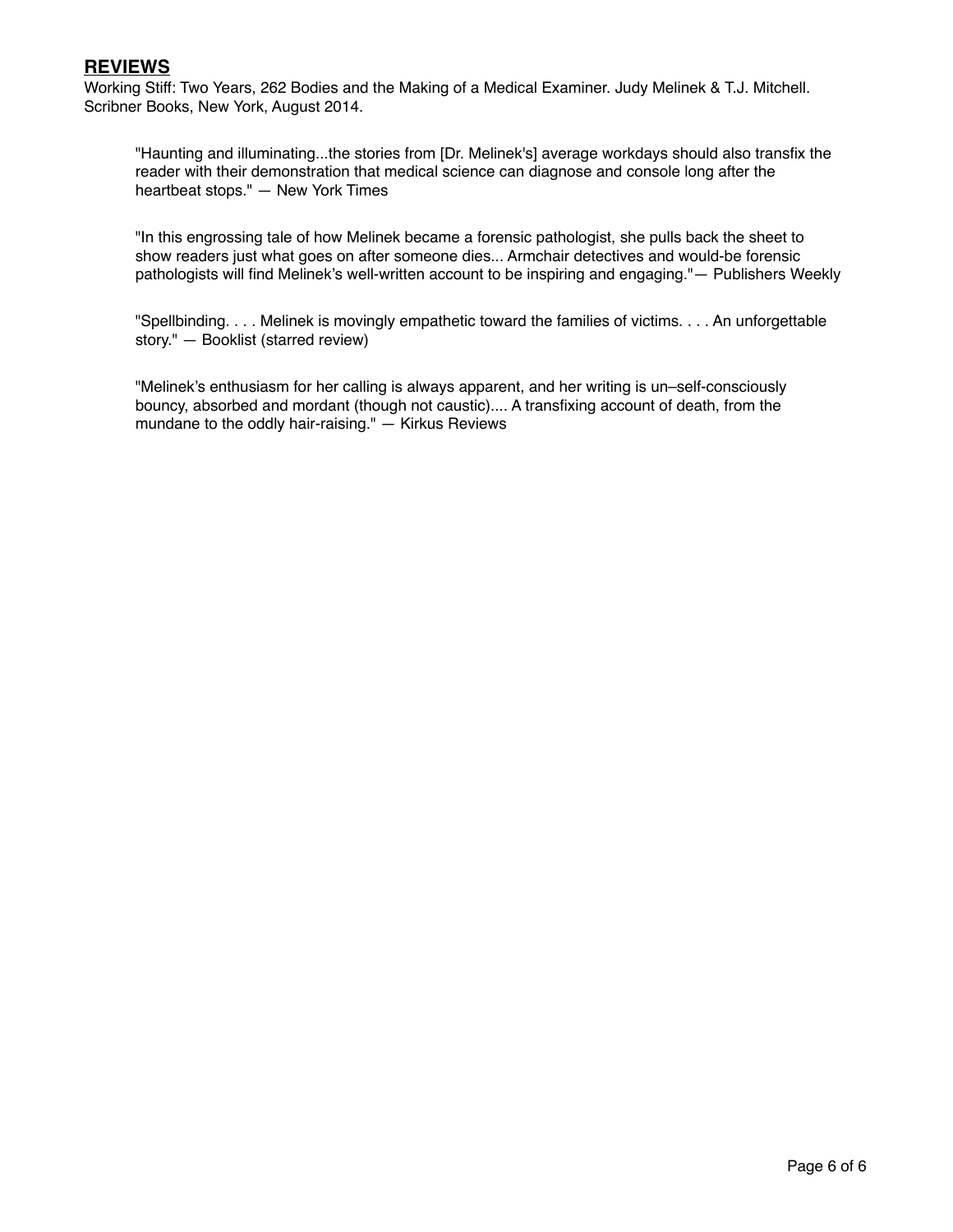## **REVIEWS**

Working Stiff: Two Years, 262 Bodies and the Making of a Medical Examiner. Judy Melinek & T.J. Mitchell. Scribner Books, New York, August 2014.

> "Haunting and illuminating...the stories from [Dr. Melinek's] average workdays should also transfix the reader with their demonstration that medical science can diagnose and console long after the heartbeat stops." — New York Times

> "In this engrossing tale of how Melinek became a forensic pathologist, she pulls back the sheet to show readers just what goes on after someone dies... Armchair detectives and would-be forensic pathologists will find Melinek's well-written account to be inspiring and engaging."— Publishers Weekly

> "Spellbinding. . . . Melinek is movingly empathetic toward the families of victims. . . . An unforgettable story." — Booklist (starred review)

> "Melinek's enthusiasm for her calling is always apparent, and her writing is un–self-consciously bouncy, absorbed and mordant (though not caustic).... A transfixing account of death, from the mundane to the oddly hair-raising." — Kirkus Reviews